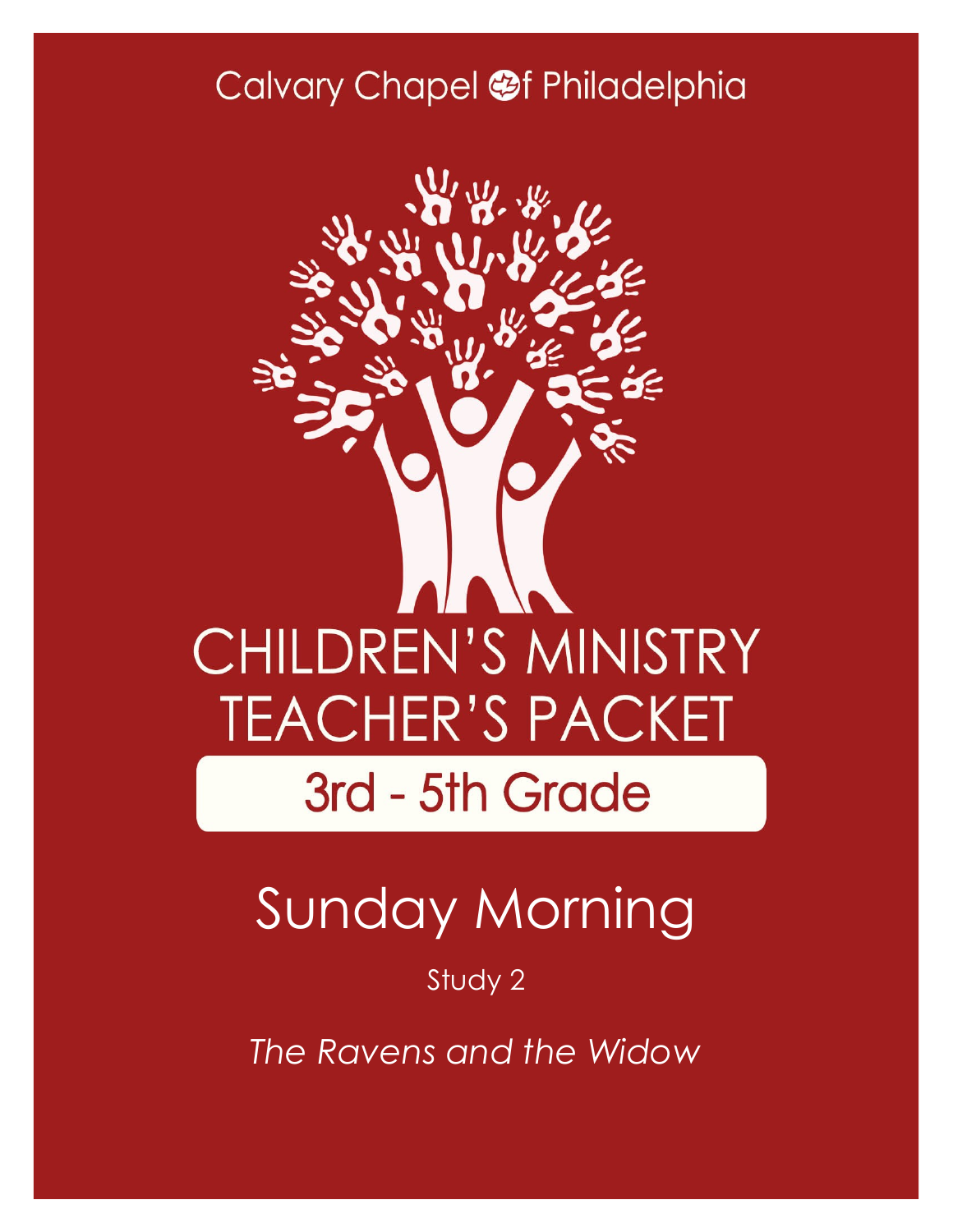Calvary Chapel of Philadelphia

# CHILDREN'S MINISTRY TEACHER'S PACKET

## 3rd - 5th Grade

# Sunday Morning

Study 2

*The Ravens and the Widow*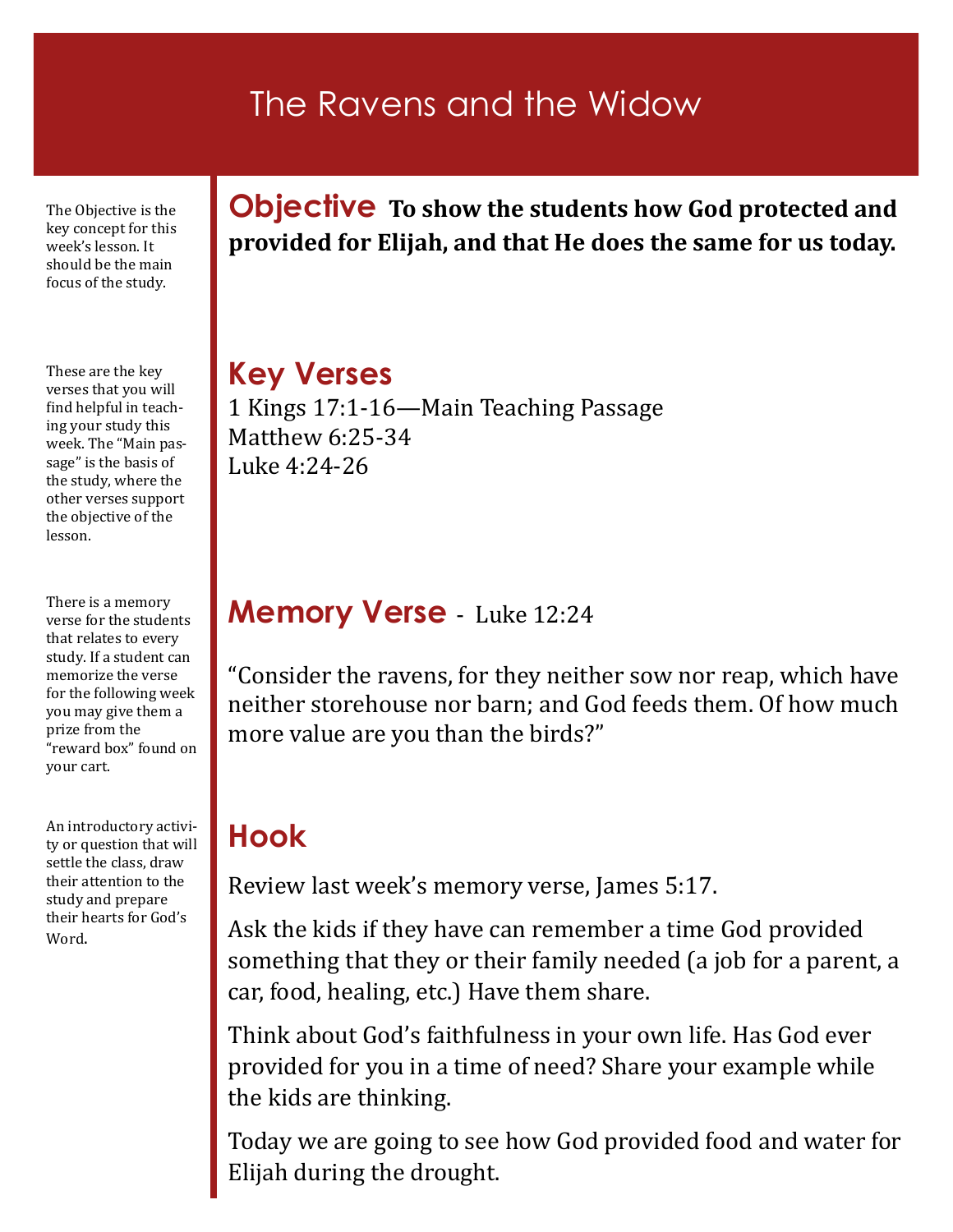# The Ravens and the Widow

The Objective is the key concept for this week's lesson. It should be the main focus of the study.

## Objective

**To show the students how God protected and provided for Elijah, and that He does the same for us today.**

These are the key verses that you will find helpful in teaching your study this week. The "Main passage" is the basis of the study, where the other verses support the objective of the lesson.

## Key Verses

1 Kings 17:1-16—Main Teaching Passage
Matthew 6:25-34
Luke 4:24-26

There is a memory verse for the students that relates to every study. If a student can memorize the verse for the following week you may give them a prize from the "reward box" found on your cart.

## Memory Verse - Luke 12:24

"Consider the ravens, for they neither sow nor reap, which have neither storehouse nor barn; and God feeds them. Of how much more value are you than the birds?"

An introductory activity or question that will settle the class, draw their attention to the study and prepare their hearts for God's Word.

## Hook

Review last week's memory verse, James 5:17.

Ask the kids if they have can remember a time God provided something that they or their family needed (a job for a parent, a car, food, healing, etc.) Have them share.

Think about God's faithfulness in your own life. Has God ever provided for you in a time of need? Share your example while the kids are thinking.

Today we are going to see how God provided food and water for Elijah during the drought.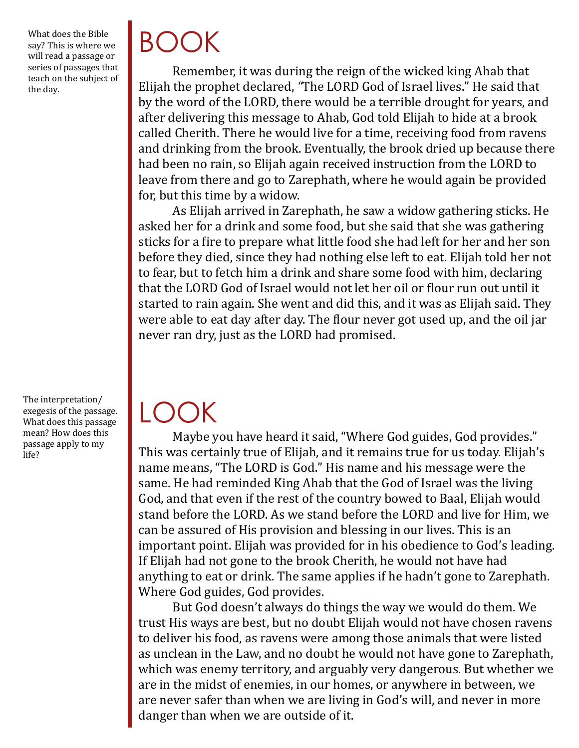What does the Bible say? This is where we will read a passage or series of passages that teach on the subject of the day.

# BOOK

Remember, it was during the reign of the wicked king Ahab that Elijah the prophet declared, "The LORD God of Israel lives." He said that by the word of the LORD, there would be a terrible drought for years, and after delivering this message to Ahab, God told Elijah to hide at a brook called Cherith. There he would live for a time, receiving food from ravens and drinking from the brook. Eventually, the brook dried up because there had been no rain, so Elijah again received instruction from the LORD to leave from there and go to Zarephath, where he would again be provided for, but this time by a widow.

As Elijah arrived in Zarephath, he saw a widow gathering sticks. He asked her for a drink and some food, but she said that she was gathering sticks for a fire to prepare what little food she had left for her and her son before they died, since they had nothing else left to eat. Elijah told her not to fear, but to fetch him a drink and share some food with him, declaring that the LORD God of Israel would not let her oil or flour run out until it started to rain again. She went and did this, and it was as Elijah said. They were able to eat day after day. The flour never got used up, and the oil jar never ran dry, just as the LORD had promised.

The interpretation/exegesis of the passage. What does this passage mean? How does this passage apply to my life?

# LOOK

Maybe you have heard it said, "Where God guides, God provides." This was certainly true of Elijah, and it remains true for us today. Elijah's name means, "The LORD is God." His name and his message were the same. He had reminded King Ahab that the God of Israel was the living God, and that even if the rest of the country bowed to Baal, Elijah would stand before the LORD. As we stand before the LORD and live for Him, we can be assured of His provision and blessing in our lives. This is an important point. Elijah was provided for in his obedience to God's leading. If Elijah had not gone to the brook Cherith, he would not have had anything to eat or drink. The same applies if he hadn't gone to Zarephath. Where God guides, God provides.

But God doesn't always do things the way we would do them. We trust His ways are best, but no doubt Elijah would not have chosen ravens to deliver his food, as ravens were among those animals that were listed as unclean in the Law, and no doubt he would not have gone to Zarephath, which was enemy territory, and arguably very dangerous. But whether we are in the midst of enemies, in our homes, or anywhere in between, we are never safer than when we are living in God's will, and never in more danger than when we are outside of it.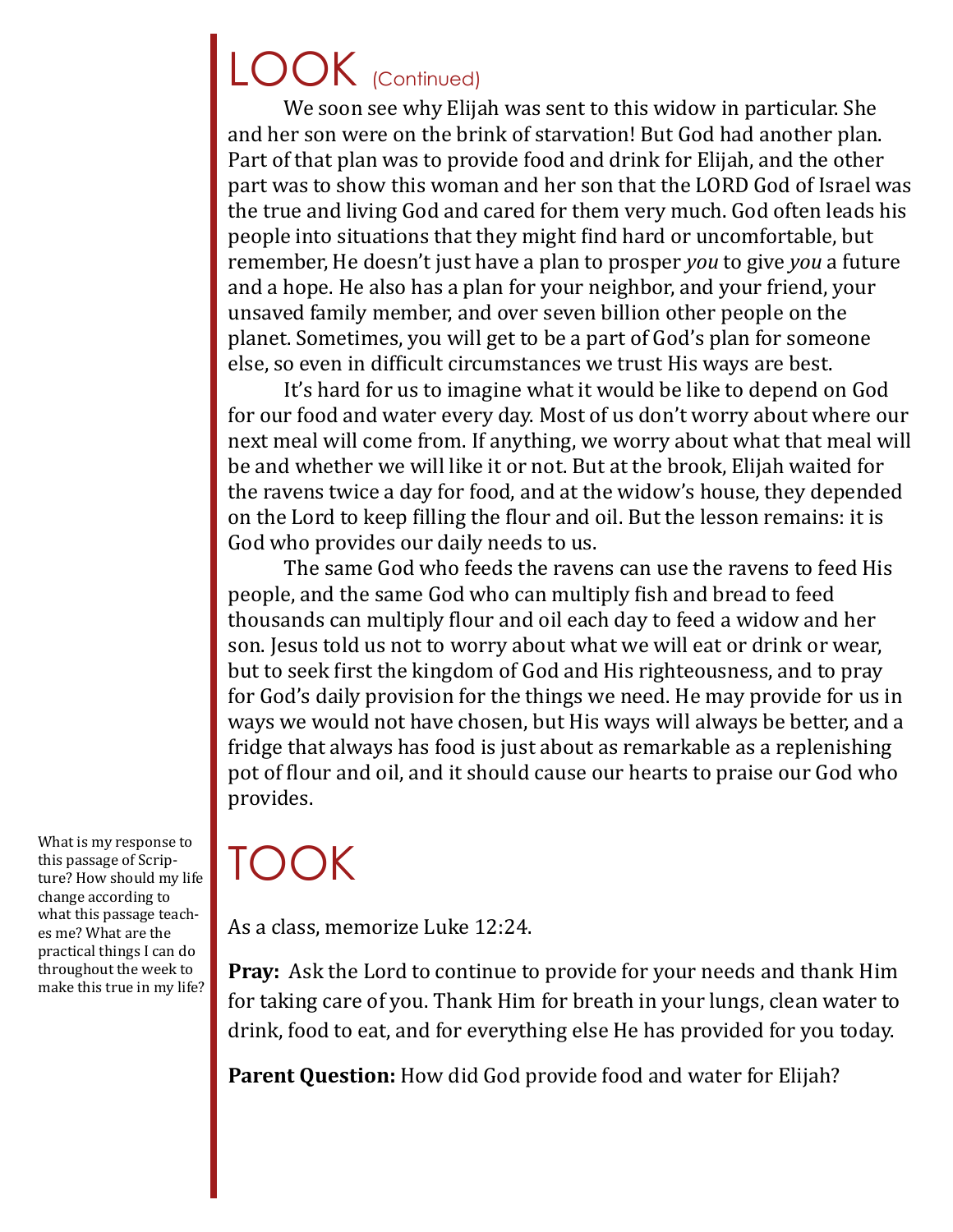# LOOK (Continued)

We soon see why Elijah was sent to this widow in particular. She and her son were on the brink of starvation! But God had another plan. Part of that plan was to provide food and drink for Elijah, and the other part was to show this woman and her son that the LORD God of Israel was the true and living God and cared for them very much. God often leads his people into situations that they might find hard or uncomfortable, but remember, He doesn't just have a plan to prosper *you* to give *you* a future and a hope. He also has a plan for your neighbor, and your friend, your unsaved family member, and over seven billion other people on the planet. Sometimes, you will get to be a part of God's plan for someone else, so even in difficult circumstances we trust His ways are best.

It's hard for us to imagine what it would be like to depend on God for our food and water every day. Most of us don't worry about where our next meal will come from. If anything, we worry about what that meal will be and whether we will like it or not. But at the brook, Elijah waited for the ravens twice a day for food, and at the widow's house, they depended on the Lord to keep filling the flour and oil. But the lesson remains: it is God who provides our daily needs to us.

The same God who feeds the ravens can use the ravens to feed His people, and the same God who can multiply fish and bread to feed thousands can multiply flour and oil each day to feed a widow and her son. Jesus told us not to worry about what we will eat or drink or wear, but to seek first the kingdom of God and His righteousness, and to pray for God's daily provision for the things we need. He may provide for us in ways we would not have chosen, but His ways will always be better, and a fridge that always has food is just about as remarkable as a replenishing pot of flour and oil, and it should cause our hearts to praise our God who provides.

# TOOK

What is my response to this passage of Scripture? How should my life change according to what this passage teaches me? What are the practical things I can do throughout the week to make this true in my life?

As a class, memorize Luke 12:24.

**Pray:** Ask the Lord to continue to provide for your needs and thank Him for taking care of you. Thank Him for breath in your lungs, clean water to drink, food to eat, and for everything else He has provided for you today.

**Parent Question:** How did God provide food and water for Elijah?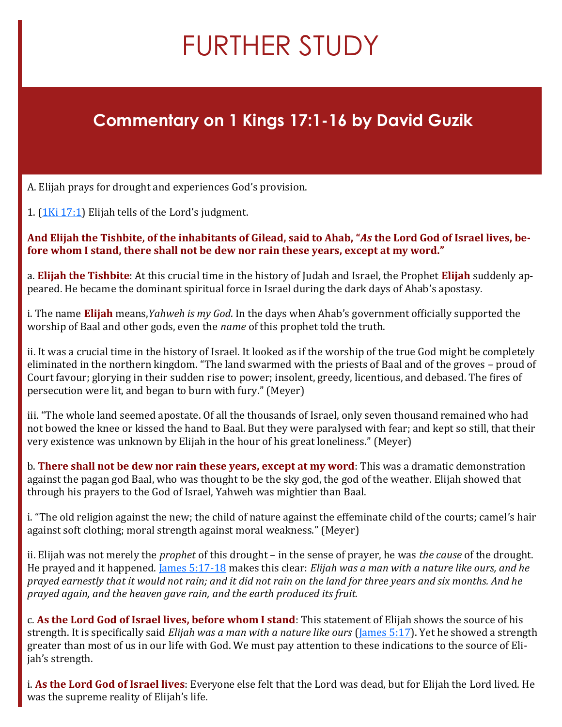# FURTHER STUDY

## Commentary on 1 Kings 17:1-16 by David Guzik

A. Elijah prays for drought and experiences God's provision.

1. ([1Ki 17:1](#)) Elijah tells of the Lord's judgment.

**And Elijah the Tishbite, of the inhabitants of Gilead, said to Ahab, "*As* the Lord God of Israel lives, before whom I stand, there shall not be dew nor rain these years, except at my word."**

a. **Elijah the Tishbite**: At this crucial time in the history of Judah and Israel, the Prophet **Elijah** suddenly appeared. He became the dominant spiritual force in Israel during the dark days of Ahab's apostasy.

i. The name **Elijah** means, *Yahweh is my God*. In the days when Ahab's government officially supported the worship of Baal and other gods, even the *name* of this prophet told the truth.

ii. It was a crucial time in the history of Israel. It looked as if the worship of the true God might be completely eliminated in the northern kingdom. "The land swarmed with the priests of Baal and of the groves – proud of Court favour; glorying in their sudden rise to power; insolent, greedy, licentious, and debased. The fires of persecution were lit, and began to burn with fury." (Meyer)

iii. "The whole land seemed apostate. Of all the thousands of Israel, only seven thousand remained who had not bowed the knee or kissed the hand to Baal. But they were paralysed with fear; and kept so still, that their very existence was unknown by Elijah in the hour of his great loneliness." (Meyer)

b. **There shall not be dew nor rain these years, except at my word**: This was a dramatic demonstration against the pagan god Baal, who was thought to be the sky god, the god of the weather. Elijah showed that through his prayers to the God of Israel, Yahweh was mightier than Baal.

i. "The old religion against the new; the child of nature against the effeminate child of the courts; camel's hair against soft clothing; moral strength against moral weakness." (Meyer)

ii. Elijah was not merely the *prophet* of this drought – in the sense of prayer, he was *the cause* of the drought. He prayed and it happened. [James 5:17-18](#) makes this clear: *Elijah was a man with a nature like ours, and he prayed earnestly that it would not rain; and it did not rain on the land for three years and six months. And he prayed again, and the heaven gave rain, and the earth produced its fruit.*

c. **As the Lord God of Israel lives, before whom I stand**: This statement of Elijah shows the source of his strength. It is specifically said *Elijah was a man with a nature like ours* ([James 5:17](#)). Yet he showed a strength greater than most of us in our life with God. We must pay attention to these indications to the source of Elijah's strength.

i. **As the Lord God of Israel lives**: Everyone else felt that the Lord was dead, but for Elijah the Lord lived. He was the supreme reality of Elijah's life.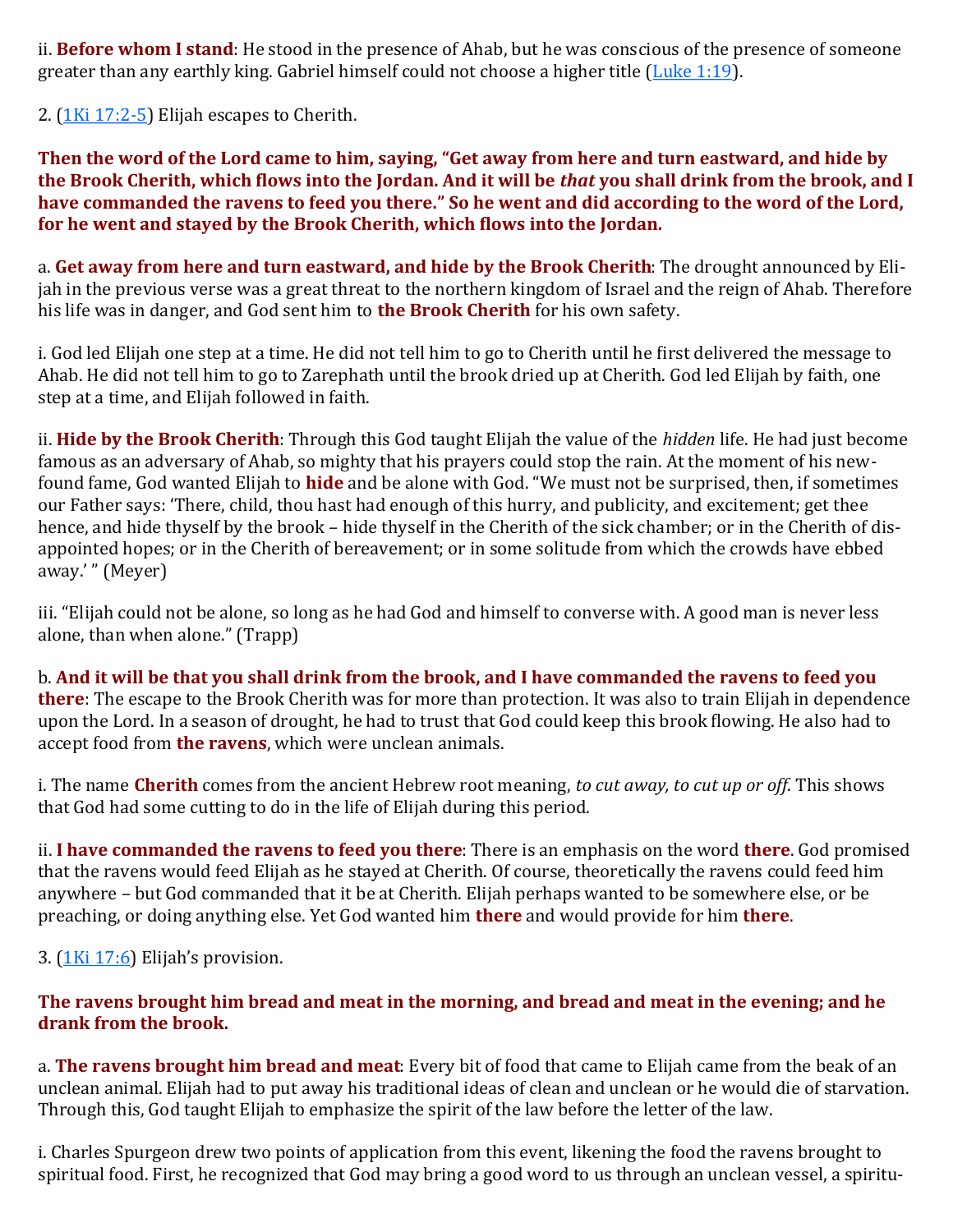ii. **Before whom I stand**: He stood in the presence of Ahab, but he was conscious of the presence of someone greater than any earthly king. Gabriel himself could not choose a higher title (Luke 1:19).

2. (1Ki 17:2-5) Elijah escapes to Cherith.

**Then the word of the Lord came to him, saying, "Get away from here and turn eastward, and hide by the Brook Cherith, which flows into the Jordan. And it will be *that* you shall drink from the brook, and I have commanded the ravens to feed you there." So he went and did according to the word of the Lord, for he went and stayed by the Brook Cherith, which flows into the Jordan.**

a. **Get away from here and turn eastward, and hide by the Brook Cherith**: The drought announced by Elijah in the previous verse was a great threat to the northern kingdom of Israel and the reign of Ahab. Therefore his life was in danger, and God sent him to **the Brook Cherith** for his own safety.

i. God led Elijah one step at a time. He did not tell him to go to Cherith until he first delivered the message to Ahab. He did not tell him to go to Zarephath until the brook dried up at Cherith. God led Elijah by faith, one step at a time, and Elijah followed in faith.

ii. **Hide by the Brook Cherith**: Through this God taught Elijah the value of the *hidden* life. He had just become famous as an adversary of Ahab, so mighty that his prayers could stop the rain. At the moment of his newfound fame, God wanted Elijah to **hide** and be alone with God. "We must not be surprised, then, if sometimes our Father says: 'There, child, thou hast had enough of this hurry, and publicity, and excitement; get thee hence, and hide thyself by the brook – hide thyself in the Cherith of the sick chamber; or in the Cherith of disappointed hopes; or in the Cherith of bereavement; or in some solitude from which the crowds have ebbed away.' " (Meyer)

iii. "Elijah could not be alone, so long as he had God and himself to converse with. A good man is never less alone, than when alone." (Trapp)

b. **And it will be that you shall drink from the brook, and I have commanded the ravens to feed you there**: The escape to the Brook Cherith was for more than protection. It was also to train Elijah in dependence upon the Lord. In a season of drought, he had to trust that God could keep this brook flowing. He also had to accept food from **the ravens**, which were unclean animals.

i. The name **Cherith** comes from the ancient Hebrew root meaning, *to cut away, to cut up or off*. This shows that God had some cutting to do in the life of Elijah during this period.

ii. **I have commanded the ravens to feed you there**: There is an emphasis on the word **there**. God promised that the ravens would feed Elijah as he stayed at Cherith. Of course, theoretically the ravens could feed him anywhere – but God commanded that it be at Cherith. Elijah perhaps wanted to be somewhere else, or be preaching, or doing anything else. Yet God wanted him **there** and would provide for him **there**.

3. (1Ki 17:6) Elijah's provision.

**The ravens brought him bread and meat in the morning, and bread and meat in the evening; and he drank from the brook.**

a. **The ravens brought him bread and meat**: Every bit of food that came to Elijah came from the beak of an unclean animal. Elijah had to put away his traditional ideas of clean and unclean or he would die of starvation. Through this, God taught Elijah to emphasize the spirit of the law before the letter of the law.

i. Charles Spurgeon drew two points of application from this event, likening the food the ravens brought to spiritual food. First, he recognized that God may bring a good word to us through an unclean vessel, a spiritu-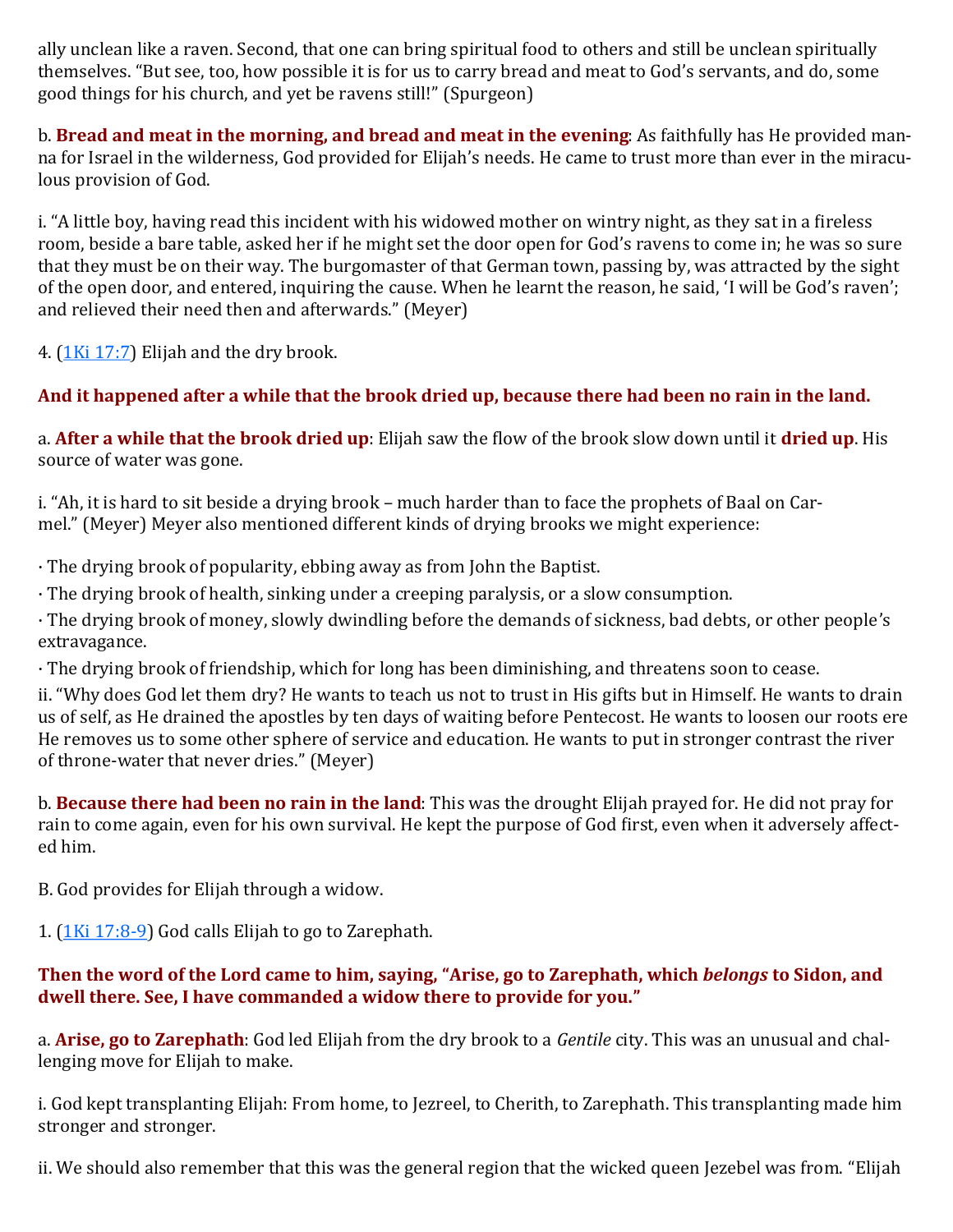ally unclean like a raven. Second, that one can bring spiritual food to others and still be unclean spiritually themselves. "But see, too, how possible it is for us to carry bread and meat to God's servants, and do, some good things for his church, and yet be ravens still!" (Spurgeon)

b. **Bread and meat in the morning, and bread and meat in the evening**: As faithfully has He provided manna for Israel in the wilderness, God provided for Elijah's needs. He came to trust more than ever in the miraculous provision of God.

i. "A little boy, having read this incident with his widowed mother on wintry night, as they sat in a fireless room, beside a bare table, asked her if he might set the door open for God's ravens to come in; he was so sure that they must be on their way. The burgomaster of that German town, passing by, was attracted by the sight of the open door, and entered, inquiring the cause. When he learnt the reason, he said, 'I will be God's raven'; and relieved their need then and afterwards." (Meyer)

4. ([1Ki 17:7]) Elijah and the dry brook.

**And it happened after a while that the brook dried up, because there had been no rain in the land.**

a. **After a while that the brook dried up**: Elijah saw the flow of the brook slow down until it **dried up**. His source of water was gone.

i. "Ah, it is hard to sit beside a drying brook – much harder than to face the prophets of Baal on Carmel." (Meyer) Meyer also mentioned different kinds of drying brooks we might experience:

· The drying brook of popularity, ebbing away as from John the Baptist.
· The drying brook of health, sinking under a creeping paralysis, or a slow consumption.
· The drying brook of money, slowly dwindling before the demands of sickness, bad debts, or other people's extravagance.
· The drying brook of friendship, which for long has been diminishing, and threatens soon to cease.

ii. "Why does God let them dry? He wants to teach us not to trust in His gifts but in Himself. He wants to drain us of self, as He drained the apostles by ten days of waiting before Pentecost. He wants to loosen our roots ere He removes us to some other sphere of service and education. He wants to put in stronger contrast the river of throne-water that never dries." (Meyer)

b. **Because there had been no rain in the land**: This was the drought Elijah prayed for. He did not pray for rain to come again, even for his own survival. He kept the purpose of God first, even when it adversely affected him.

B. God provides for Elijah through a widow.

1. ([1Ki 17:8-9]) God calls Elijah to go to Zarephath.

**Then the word of the Lord came to him, saying, "Arise, go to Zarephath, which *belongs* to Sidon, and dwell there. See, I have commanded a widow there to provide for you."**

a. **Arise, go to Zarephath**: God led Elijah from the dry brook to a *Gentile* city. This was an unusual and challenging move for Elijah to make.

i. God kept transplanting Elijah: From home, to Jezreel, to Cherith, to Zarephath. This transplanting made him stronger and stronger.

ii. We should also remember that this was the general region that the wicked queen Jezebel was from. "Elijah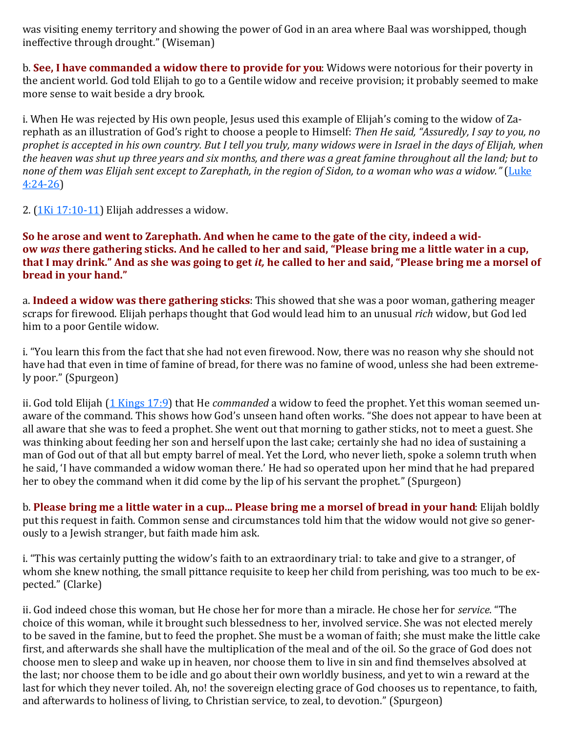was visiting enemy territory and showing the power of God in an area where Baal was worshipped, though ineffective through drought." (Wiseman)

b. **See, I have commanded a widow there to provide for you**: Widows were notorious for their poverty in the ancient world. God told Elijah to go to a Gentile widow and receive provision; it probably seemed to make more sense to wait beside a dry brook.

i. When He was rejected by His own people, Jesus used this example of Elijah's coming to the widow of Zarephath as an illustration of God's right to choose a people to Himself: *Then He said, "Assuredly, I say to you, no prophet is accepted in his own country. But I tell you truly, many widows were in Israel in the days of Elijah, when the heaven was shut up three years and six months, and there was a great famine throughout all the land; but to none of them was Elijah sent except to Zarephath, in the region of Sidon, to a woman who was a widow."* (Luke 4:24-26)

2. (1Ki 17:10-11) Elijah addresses a widow.

**So he arose and went to Zarephath. And when he came to the gate of the city, indeed a widow *was* there gathering sticks. And he called to her and said, "Please bring me a little water in a cup, that I may drink." And as she was going to get *it,* he called to her and said, "Please bring me a morsel of bread in your hand."**

a. **Indeed a widow was there gathering sticks**: This showed that she was a poor woman, gathering meager scraps for firewood. Elijah perhaps thought that God would lead him to an unusual *rich* widow, but God led him to a poor Gentile widow.

i. "You learn this from the fact that she had not even firewood. Now, there was no reason why she should not have had that even in time of famine of bread, for there was no famine of wood, unless she had been extremely poor." (Spurgeon)

ii. God told Elijah (1 Kings 17:9) that He *commanded* a widow to feed the prophet. Yet this woman seemed unaware of the command. This shows how God's unseen hand often works. "She does not appear to have been at all aware that she was to feed a prophet. She went out that morning to gather sticks, not to meet a guest. She was thinking about feeding her son and herself upon the last cake; certainly she had no idea of sustaining a man of God out of that all but empty barrel of meal. Yet the Lord, who never lieth, spoke a solemn truth when he said, 'I have commanded a widow woman there.' He had so operated upon her mind that he had prepared her to obey the command when it did come by the lip of his servant the prophet." (Spurgeon)

b. **Please bring me a little water in a cup... Please bring me a morsel of bread in your hand**: Elijah boldly put this request in faith. Common sense and circumstances told him that the widow would not give so generously to a Jewish stranger, but faith made him ask.

i. "This was certainly putting the widow's faith to an extraordinary trial: to take and give to a stranger, of whom she knew nothing, the small pittance requisite to keep her child from perishing, was too much to be expected." (Clarke)

ii. God indeed chose this woman, but He chose her for more than a miracle. He chose her for *service*. "The choice of this woman, while it brought such blessedness to her, involved service. She was not elected merely to be saved in the famine, but to feed the prophet. She must be a woman of faith; she must make the little cake first, and afterwards she shall have the multiplication of the meal and of the oil. So the grace of God does not choose men to sleep and wake up in heaven, nor choose them to live in sin and find themselves absolved at the last; nor choose them to be idle and go about their own worldly business, and yet to win a reward at the last for which they never toiled. Ah, no! the sovereign electing grace of God chooses us to repentance, to faith, and afterwards to holiness of living, to Christian service, to zeal, to devotion." (Spurgeon)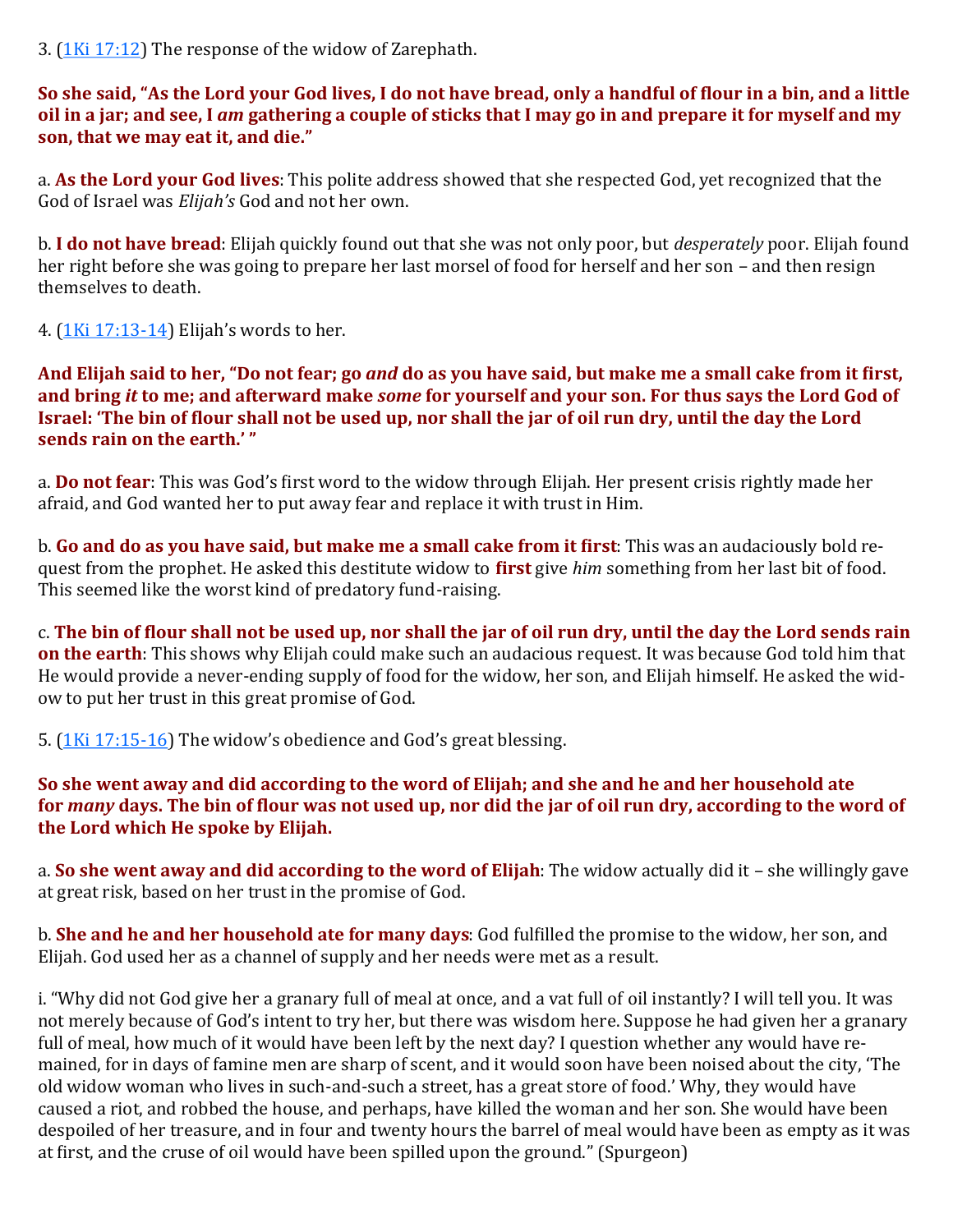3. (1Ki 17:12) The response of the widow of Zarephath.

**So she said, "As the Lord your God lives, I do not have bread, only a handful of flour in a bin, and a little oil in a jar; and see, I *am* gathering a couple of sticks that I may go in and prepare it for myself and my son, that we may eat it, and die."**

a. **As the Lord your God lives**: This polite address showed that she respected God, yet recognized that the God of Israel was *Elijah's* God and not her own.

b. **I do not have bread**: Elijah quickly found out that she was not only poor, but *desperately* poor. Elijah found her right before she was going to prepare her last morsel of food for herself and her son – and then resign themselves to death.

4. (1Ki 17:13-14) Elijah's words to her.

**And Elijah said to her, "Do not fear; go *and* do as you have said, but make me a small cake from it first, and bring *it* to me; and afterward make *some* for yourself and your son. For thus says the Lord God of Israel: 'The bin of flour shall not be used up, nor shall the jar of oil run dry, until the day the Lord sends rain on the earth.' "**

a. **Do not fear**: This was God's first word to the widow through Elijah. Her present crisis rightly made her afraid, and God wanted her to put away fear and replace it with trust in Him.

b. **Go and do as you have said, but make me a small cake from it first**: This was an audaciously bold request from the prophet. He asked this destitute widow to **first** give *him* something from her last bit of food. This seemed like the worst kind of predatory fund-raising.

c. **The bin of flour shall not be used up, nor shall the jar of oil run dry, until the day the Lord sends rain on the earth**: This shows why Elijah could make such an audacious request. It was because God told him that He would provide a never-ending supply of food for the widow, her son, and Elijah himself. He asked the widow to put her trust in this great promise of God.

5. (1Ki 17:15-16) The widow's obedience and God's great blessing.

**So she went away and did according to the word of Elijah; and she and he and her household ate for *many* days. The bin of flour was not used up, nor did the jar of oil run dry, according to the word of the Lord which He spoke by Elijah.**

a. **So she went away and did according to the word of Elijah**: The widow actually did it – she willingly gave at great risk, based on her trust in the promise of God.

b. **She and he and her household ate for many days**: God fulfilled the promise to the widow, her son, and Elijah. God used her as a channel of supply and her needs were met as a result.

i. "Why did not God give her a granary full of meal at once, and a vat full of oil instantly? I will tell you. It was not merely because of God's intent to try her, but there was wisdom here. Suppose he had given her a granary full of meal, how much of it would have been left by the next day? I question whether any would have remained, for in days of famine men are sharp of scent, and it would soon have been noised about the city, 'The old widow woman who lives in such-and-such a street, has a great store of food.' Why, they would have caused a riot, and robbed the house, and perhaps, have killed the woman and her son. She would have been despoiled of her treasure, and in four and twenty hours the barrel of meal would have been as empty as it was at first, and the cruse of oil would have been spilled upon the ground." (Spurgeon)